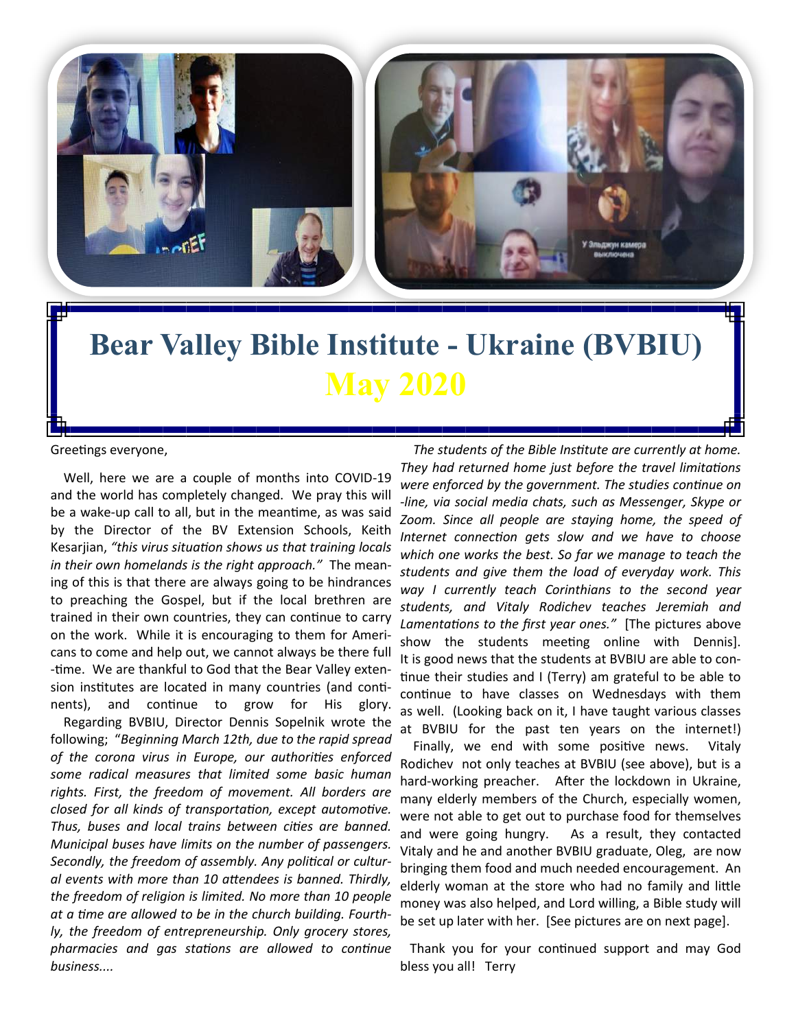# Bear Valley Bible Institute - Ukraine (BVBIU)

## May 2020

Greetings everyone,

Well, here we are a couple of months into COVID-19 and the world has completely changed. We pray this will be a wake-up call to all, but in the meantime, as was said by the Director of the BV Extension Schools, Keith Kesarjian, *"this virus situation shows us that training locals in their own homelands is the right approach."* The meaning of this is that there are always going to be hindrances to preaching the Gospel, but if the local brethren are trained in their own countries, they can continue to carry on the work. While it is encouraging to them for Americans to come and help out, we cannot always be there full-time. We are thankful to God that the Bear Valley extension institutes are located in many countries (and continents), and continue to grow for His glory.

Regarding BVBIU, Director Dennis Sopelnik wrote the following; "*Beginning March 12th, due to the rapid spread of the corona virus in Europe, our authorities enforced some radical measures that limited some basic human rights. First, the freedom of movement. All borders are closed for all kinds of transportation, except automotive. Thus, buses and local trains between cities are banned. Municipal buses have limits on the number of passengers. Secondly, the freedom of assembly. Any political or cultural events with more than 10 attendees is banned. Thirdly, the freedom of religion is limited. No more than 10 people at a time are allowed to be in the church building. Fourthly, the freedom of entrepreneurship. Only grocery stores, pharmacies and gas stations are allowed to continue business....*

*The students of the Bible Institute are currently at home. They had returned home just before the travel limitations were enforced by the government. The studies continue on-line, via social media chats, such as Messenger, Skype or Zoom. Since all people are staying home, the speed of Internet connection gets slow and we have to choose which one works the best. So far we manage to teach the students and give them the load of everyday work. This way I currently teach Corinthians to the second year students, and Vitaly Rodichev teaches Jeremiah and Lamentations to the first year ones."* [The pictures above show the students meeting online with Dennis]. It is good news that the students at BVBIU are able to continue their studies and I (Terry) am grateful to be able to continue to have classes on Wednesdays with them as well. (Looking back on it, I have taught various classes at BVBIU for the past ten years on the internet!)

Finally, we end with some positive news. Vitaly Rodichev not only teaches at BVBIU (see above), but is a hard-working preacher. After the lockdown in Ukraine, many elderly members of the Church, especially women, were not able to get out to purchase food for themselves and were going hungry. As a result, they contacted Vitaly and he and another BVBIU graduate, Oleg, are now bringing them food and much needed encouragement. An elderly woman at the store who had no family and little money was also helped, and Lord willing, a Bible study will be set up later with her. [See pictures are on next page].

Thank you for your continued support and may God bless you all! Terry